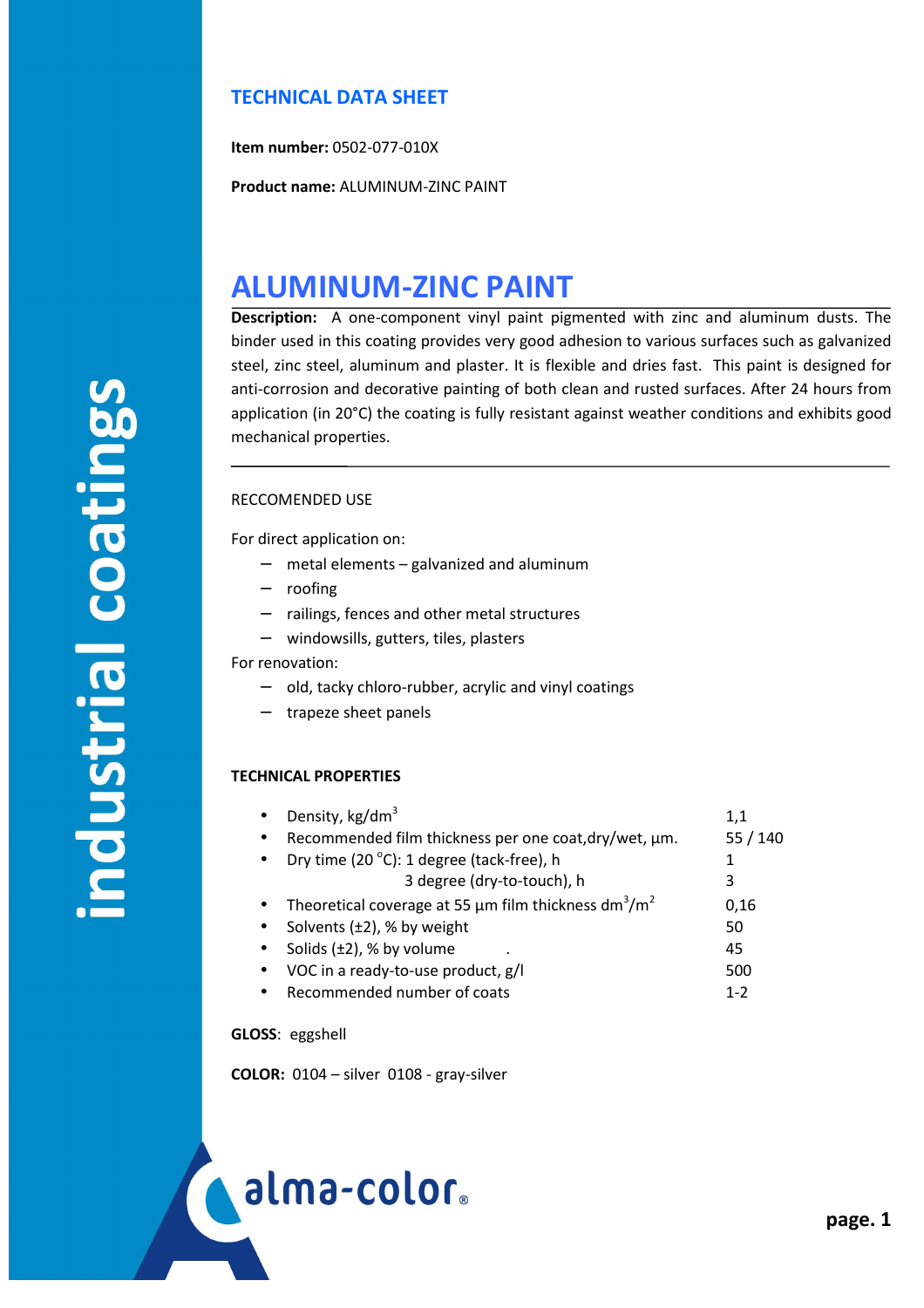## TECHNICAL DATA SHEET

**Item number:** 0502-077-010X

**Product name:** ALUMINUM-ZINC PAINT

# ALUMINUM-ZINC PAINT

**Description:** A one-component vinyl paint pigmented with zinc and aluminum dusts. The binder used in this coating provides very good adhesion to various surfaces such as galvanized steel, zinc steel, aluminum and plaster. It is flexible and dries fast. This paint is designed for anti-corrosion and decorative painting of both clean and rusted surfaces. After 24 hours from application (in 20°C) the coating is fully resistant against weather conditions and exhibits good mechanical properties.

---

RECCOMENDED USE

For direct application on:

- metal elements – galvanized and aluminum
- roofing
- railings, fences and other metal structures
- windowsills, gutters, tiles, plasters

For renovation:

- old, tacky chloro-rubber, acrylic and vinyl coatings
- trapeze sheet panels

**TECHNICAL PROPERTIES**

| Property | Value |
|---|---|
| • Density, kg/dm$^3$ | 1,1 |
| • Recommended film thickness per one coat, dry/wet, µm. | 55 / 140 |
| • Dry time (20 °C): 1 degree (tack-free), h | 1 |
| 3 degree (dry-to-touch), h | 3 |
| • Theoretical coverage at 55 µm film thickness dm$^3$/m$^2$ | 0,16 |
| • Solvents (±2), % by weight | 50 |
| • Solids (±2), % by volume | 45 |
| • VOC in a ready-to-use product, g/l | 500 |
| • Recommended number of coats | 1-2 |

**GLOSS**: eggshell

**COLOR:** 0104 – silver 0108 - gray-silver

alma-color®

industrial coatings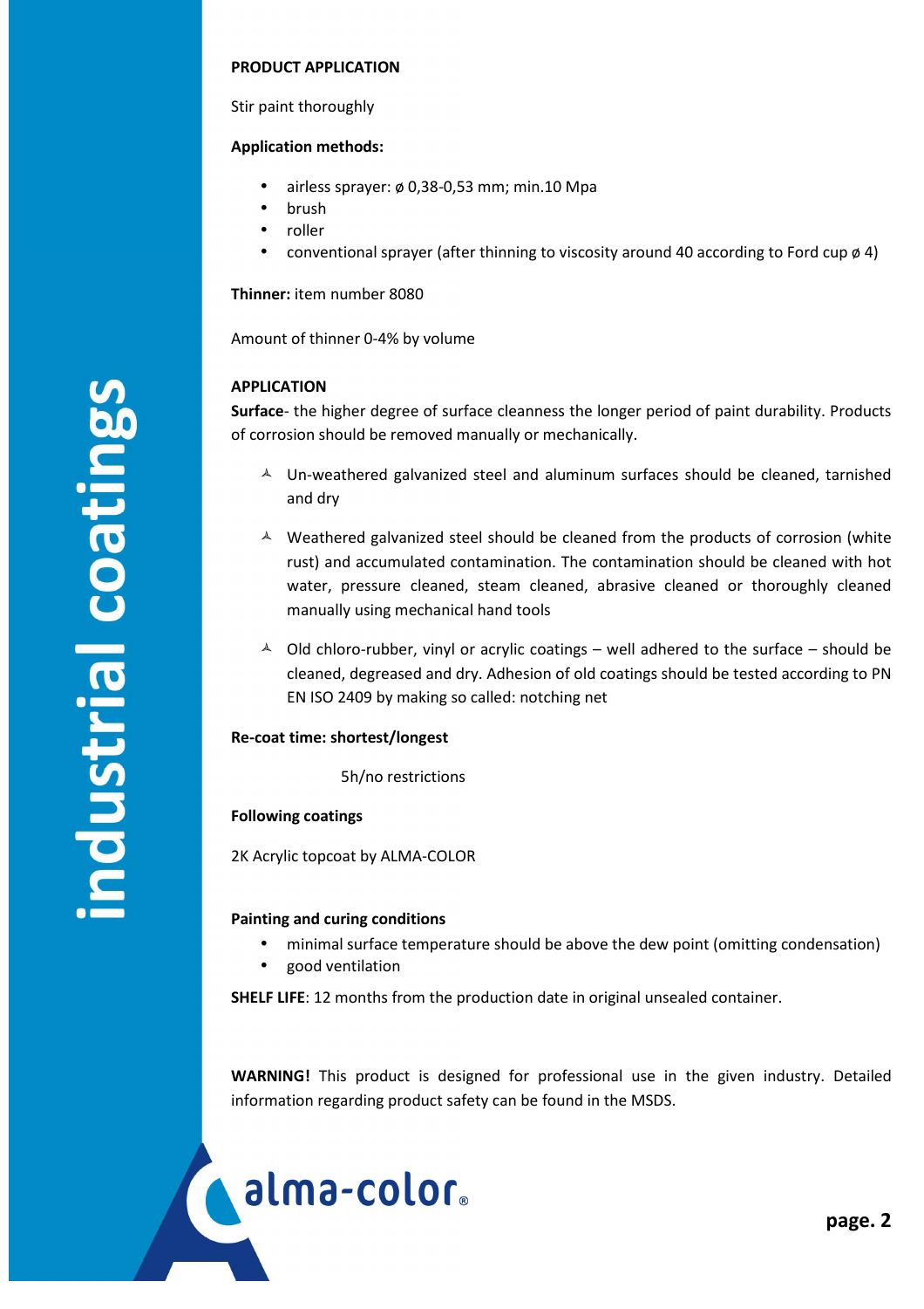**PRODUCT APPLICATION**

Stir paint thoroughly

**Application methods:**

- airless sprayer: ø 0,38-0,53 mm; min.10 Mpa
- brush
- roller
- conventional sprayer (after thinning to viscosity around 40 according to Ford cup ø 4)

**Thinner:** item number 8080

Amount of thinner 0-4% by volume

**APPLICATION**

**Surface**- the higher degree of surface cleanness the longer period of paint durability. Products of corrosion should be removed manually or mechanically.

- Un-weathered galvanized steel and aluminum surfaces should be cleaned, tarnished and dry
- Weathered galvanized steel should be cleaned from the products of corrosion (white rust) and accumulated contamination. The contamination should be cleaned with hot water, pressure cleaned, steam cleaned, abrasive cleaned or thoroughly cleaned manually using mechanical hand tools
- Old chloro-rubber, vinyl or acrylic coatings – well adhered to the surface – should be cleaned, degreased and dry. Adhesion of old coatings should be tested according to PN EN ISO 2409 by making so called: notching net

**Re-coat time: shortest/longest**

5h/no restrictions

**Following coatings**

2K Acrylic topcoat by ALMA-COLOR

**Painting and curing conditions**

- minimal surface temperature should be above the dew point (omitting condensation)
- good ventilation

**SHELF LIFE**: 12 months from the production date in original unsealed container.

**WARNING!** This product is designed for professional use in the given industry. Detailed information regarding product safety can be found in the MSDS.